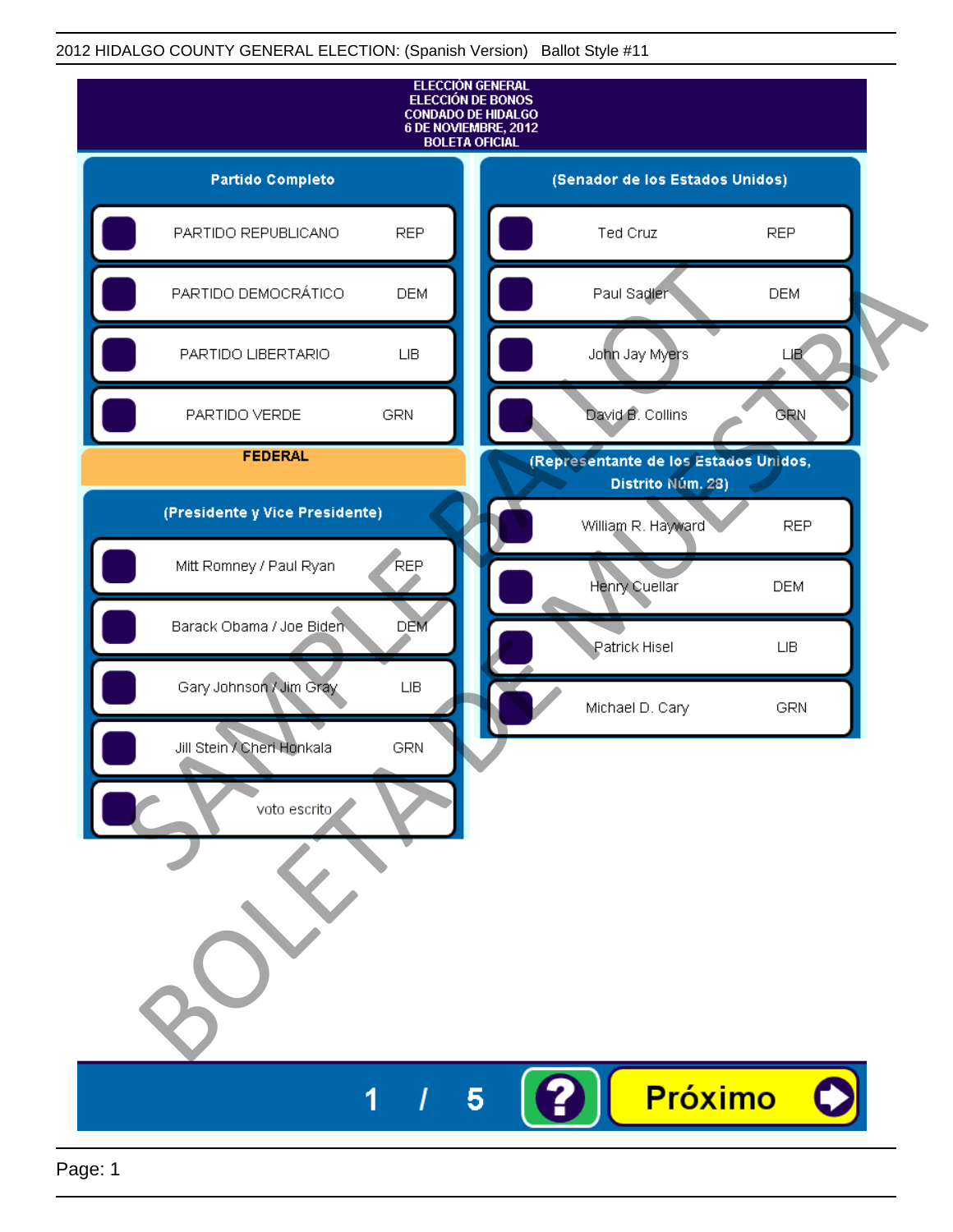2012 HIDALGO COUNTY GENERAL ELECTION: (Spanish Version) Ballot Style #11

# ELECCIÓN GENERAL
# ELECCIÓN DE BONOS
# CONDADO DE HIDALGO
# 6 DE NOVIEMBRE, 2012
# BOLETA OFICIAL

## Partido Completo

| Partido | |
|---|---|
| PARTIDO REPUBLICANO | REP |
| PARTIDO DEMOCRÁTICO | DEM |
| PARTIDO LIBERTARIO | LIB |
| PARTIDO VERDE | GRN |

## FEDERAL

### (Presidente y Vice Presidente)

| Candidato | Partido |
|---|---|
| Mitt Romney / Paul Ryan | REP |
| Barack Obama / Joe Biden | DEM |
| Gary Johnson / Jim Gray | LIB |
| Jill Stein / Cheri Honkala | GRN |
| voto escrito | |

### (Senador de los Estados Unidos)

| Candidato | Partido |
|---|---|
| Ted Cruz | REP |
| Paul Sadler | DEM |
| John Jay Myers | LIB |
| David B. Collins | GRN |

### (Representante de los Estados Unidos, Distrito Núm. 28)

| Candidato | Partido |
|---|---|
| William R. Hayward | REP |
| Henry Cuellar | DEM |
| Patrick Hisel | LIB |
| Michael D. Cary | GRN |

SAMPLE BALLOT

BOLETA DE MUESTRA

1 / 5

Próximo

Page: 1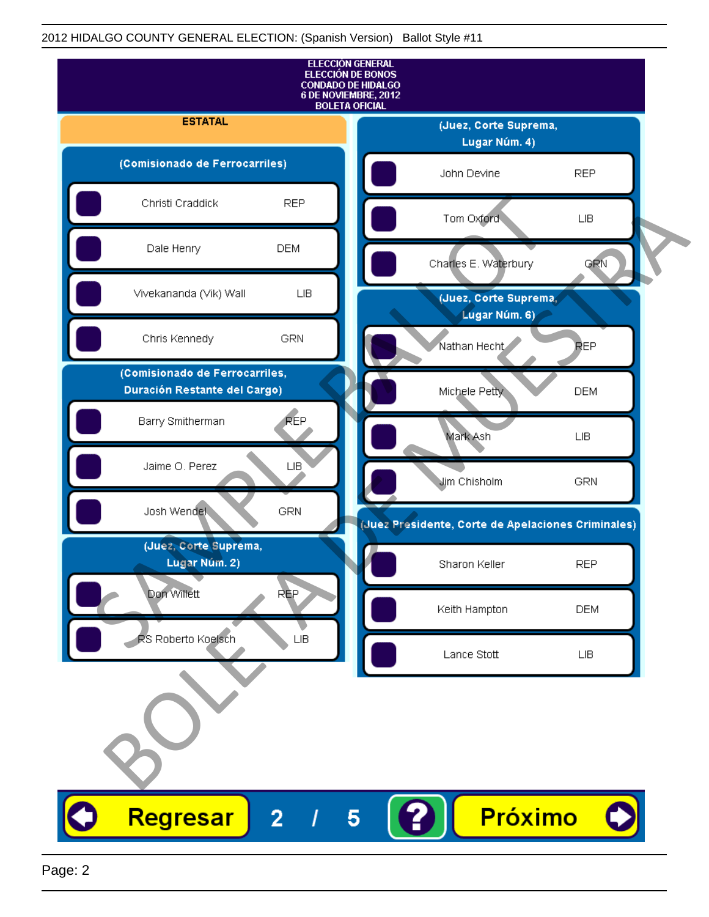2012 HIDALGO COUNTY GENERAL ELECTION: (Spanish Version) Ballot Style #11

**ELECCIÓN GENERAL**
**ELECCIÓN DE BONOS**
**CONDADO DE HIDALGO**
**6 DE NOVIEMBRE, 2012**
**BOLETA OFICIAL**

## ESTATAL

### (Comisionado de Ferrocarriles)

| Candidato | Partido |
| --- | --- |
| Christi Craddick | REP |
| Dale Henry | DEM |
| Vivekananda (Vik) Wall | LIB |
| Chris Kennedy | GRN |

### (Comisionado de Ferrocarriles, Duración Restante del Cargo)

| Candidato | Partido |
| --- | --- |
| Barry Smitherman | REP |
| Jaime O. Perez | LIB |
| Josh Wendel | GRN |

### (Juez, Corte Suprema, Lugar Núm. 2)

| Candidato | Partido |
| --- | --- |
| Don Willett | REP |
| RS Roberto Koelsch | LIB |

### (Juez, Corte Suprema, Lugar Núm. 4)

| Candidato | Partido |
| --- | --- |
| John Devine | REP |
| Tom Oxford | LIB |
| Charles E. Waterbury | GRN |

### (Juez, Corte Suprema, Lugar Núm. 6)

| Candidato | Partido |
| --- | --- |
| Nathan Hecht | REP |
| Michele Petty | DEM |
| Mark Ash | LIB |
| Jim Chisholm | GRN |

### (Juez Presidente, Corte de Apelaciones Criminales)

| Candidato | Partido |
| --- | --- |
| Sharon Keller | REP |
| Keith Hampton | DEM |
| Lance Stott | LIB |

Regresar 2 / 5 ? Próximo

SAMPLE BALLOT
BOLETA DE MUESTRA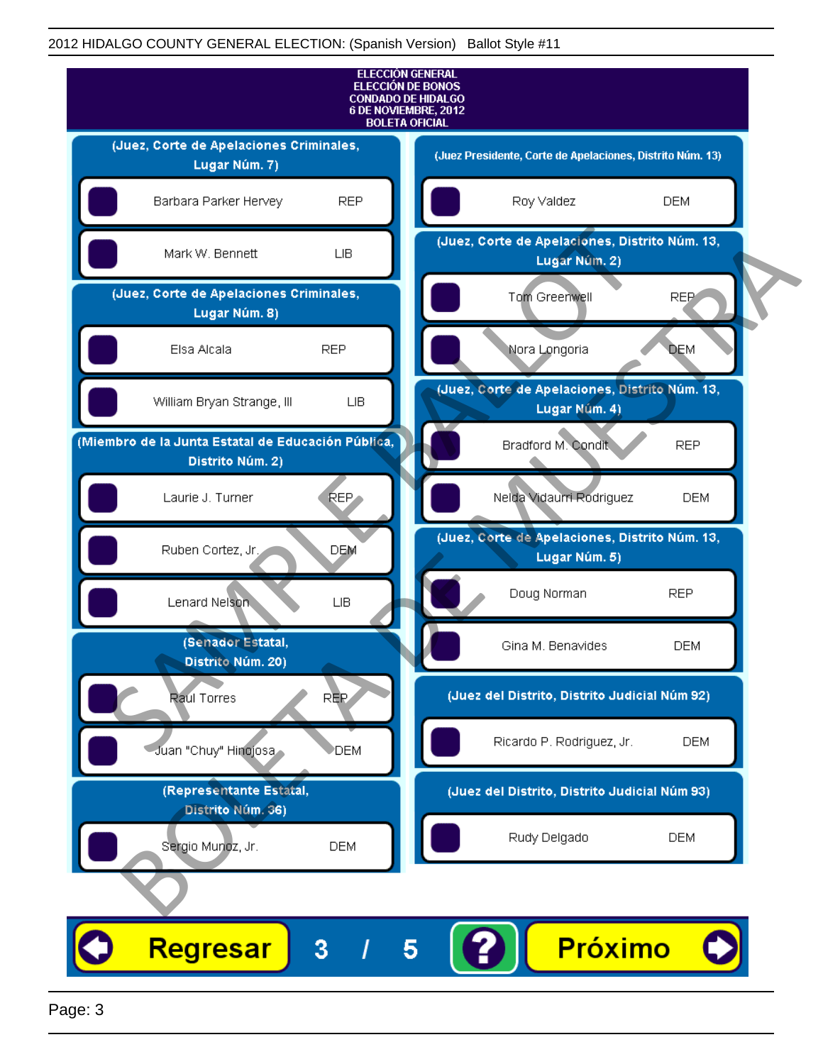ELECCIÓN GENERAL
ELECCIÓN DE BONOS
CONDADO DE HIDALGO
6 DE NOVIEMBRE, 2012
BOLETA OFICIAL

**(Juez, Corte de Apelaciones Criminales, Lugar Núm. 7)**

- Barbara Parker Hervey — REP
- Mark W. Bennett — LIB

**(Juez, Corte de Apelaciones Criminales, Lugar Núm. 8)**

- Elsa Alcala — REP
- William Bryan Strange, III — LIB

**(Miembro de la Junta Estatal de Educación Pública, Distrito Núm. 2)**

- Laurie J. Turner — REP
- Ruben Cortez, Jr. — DEM
- Lenard Nelson — LIB

**(Senador Estatal, Distrito Núm. 20)**

- Raul Torres — REP
- Juan "Chuy" Hinojosa — DEM

**(Representante Estatal, Distrito Núm. 36)**

- Sergio Munoz, Jr. — DEM

**(Juez Presidente, Corte de Apelaciones, Distrito Núm. 13)**

- Roy Valdez — DEM

**(Juez, Corte de Apelaciones, Distrito Núm. 13, Lugar Núm. 2)**

- Tom Greenwell — REP
- Nora Longoria — DEM

**(Juez, Corte de Apelaciones, Distrito Núm. 13, Lugar Núm. 4)**

- Bradford M. Condit — REP
- Nelda Vidaurri Rodriguez — DEM

**(Juez, Corte de Apelaciones, Distrito Núm. 13, Lugar Núm. 5)**

- Doug Norman — REP
- Gina M. Benavides — DEM

**(Juez del Distrito, Distrito Judicial Núm 92)**

- Ricardo P. Rodriguez, Jr. — DEM

**(Juez del Distrito, Distrito Judicial Núm 93)**

- Rudy Delgado — DEM

Regresar | 3 / 5 | ? | Próximo

SAMPLE BALLOT — BOLETA DE MUESTRA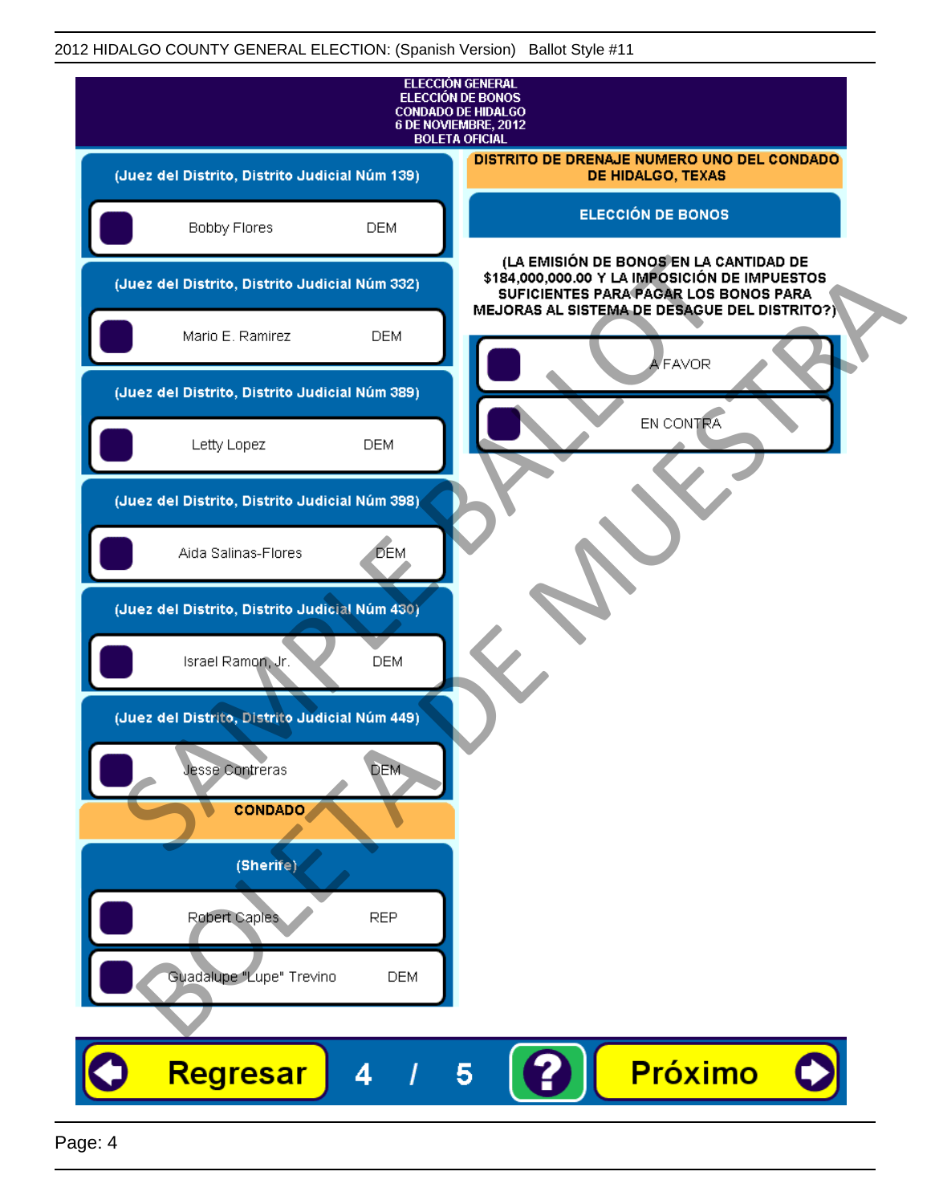2012 HIDALGO COUNTY GENERAL ELECTION: (Spanish Version) Ballot Style #11

# ELECCIÓN GENERAL
## ELECCIÓN DE BONOS
## CONDADO DE HIDALGO
## 6 DE NOVIEMBRE, 2012
## BOLETA OFICIAL

### (Juez del Distrito, Distrito Judicial Núm 139)

- Bobby Flores DEM

### (Juez del Distrito, Distrito Judicial Núm 332)

- Mario E. Ramirez DEM

### (Juez del Distrito, Distrito Judicial Núm 389)

- Letty Lopez DEM

### (Juez del Distrito, Distrito Judicial Núm 398)

- Aida Salinas-Flores DEM

### (Juez del Distrito, Distrito Judicial Núm 430)

- Israel Ramon, Jr. DEM

### (Juez del Distrito, Distrito Judicial Núm 449)

- Jesse Contreras DEM

## CONDADO

### (Sherife)

- Robert Caples REP
- Guadalupe "Lupe" Trevino DEM

## DISTRITO DE DRENAJE NUMERO UNO DEL CONDADO DE HIDALGO, TEXAS

### ELECCIÓN DE BONOS

**(LA EMISIÓN DE BONOS EN LA CANTIDAD DE $184,000,000.00 Y LA IMPOSICIÓN DE IMPUESTOS SUFICIENTES PARA PAGAR LOS BONOS PARA MEJORAS AL SISTEMA DE DESAGUE DEL DISTRITO?)**

- A FAVOR
- EN CONTRA

SAMPLE BALLOT
BOLETA DE MUESTRA

Regresar 4 / 5 ? Próximo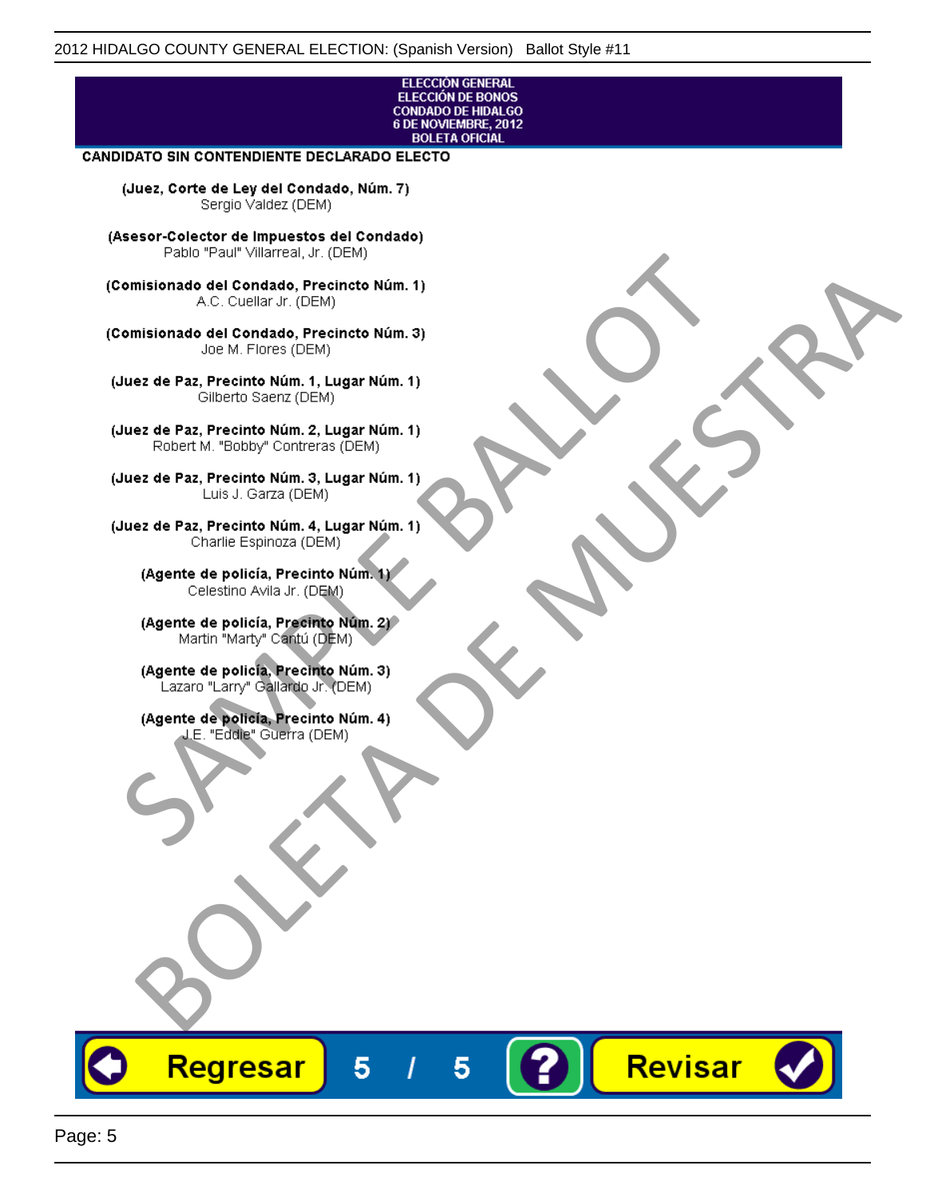ELECCIÓN GENERAL
ELECCIÓN DE BONOS
CONDADO DE HIDALGO
6 DE NOVIEMBRE, 2012
BOLETA OFICIAL

**CANDIDATO SIN CONTENDIENTE DECLARADO ELECTO**

**(Juez, Corte de Ley del Condado, Núm. 7)**
Sergio Valdez (DEM)

**(Asesor-Colector de Impuestos del Condado)**
Pablo "Paul" Villarreal, Jr. (DEM)

**(Comisionado del Condado, Precincto Núm. 1)**
A.C. Cuellar Jr. (DEM)

**(Comisionado del Condado, Precincto Núm. 3)**
Joe M. Flores (DEM)

**(Juez de Paz, Precinto Núm. 1, Lugar Núm. 1)**
Gilberto Saenz (DEM)

**(Juez de Paz, Precinto Núm. 2, Lugar Núm. 1)**
Robert M. "Bobby" Contreras (DEM)

**(Juez de Paz, Precinto Núm. 3, Lugar Núm. 1)**
Luis J. Garza (DEM)

**(Juez de Paz, Precinto Núm. 4, Lugar Núm. 1)**
Charlie Espinoza (DEM)

**(Agente de policía, Precinto Núm. 1)**
Celestino Avila Jr. (DEM)

**(Agente de policía, Precinto Núm. 2)**
Martin "Marty" Cantú (DEM)

**(Agente de policía, Precinto Núm. 3)**
Lazaro "Larry" Gallardo Jr. (DEM)

**(Agente de policía, Precinto Núm. 4)**
J.E. "Eddie" Guerra (DEM)

SAMPLE BALLOT
BOLETA DE MUESTRA

Regresar 5 / 5 ? Revisar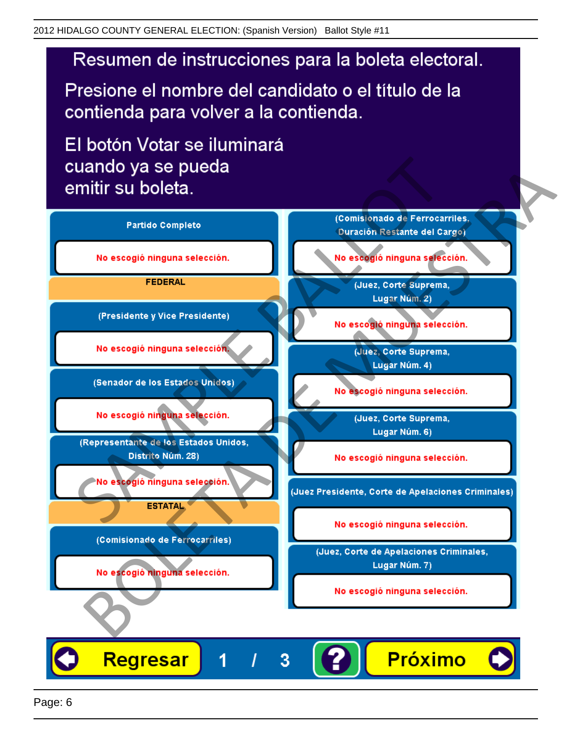# Resumen de instrucciones para la boleta electoral.

Presione el nombre del candidato o el título de la contienda para volver a la contienda.

El botón Votar se iluminará cuando ya se pueda emitir su boleta.

**Partido Completo**

No escogió ninguna selección.

**FEDERAL**

**(Presidente y Vice Presidente)**

No escogió ninguna selección.

**(Senador de los Estados Unidos)**

No escogió ninguna selección.

**(Representante de los Estados Unidos, Distrito Núm. 28)**

No escogió ninguna selección.

**ESTATAL**

**(Comisionado de Ferrocarriles)**

No escogió ninguna selección.

**(Comisionado de Ferrocarriles, Duración Restante del Cargo)**

No escogió ninguna selección.

**(Juez, Corte Suprema, Lugar Núm. 2)**

No escogió ninguna selección.

**(Juez, Corte Suprema, Lugar Núm. 4)**

No escogió ninguna selección.

**(Juez, Corte Suprema, Lugar Núm. 6)**

No escogió ninguna selección.

**(Juez Presidente, Corte de Apelaciones Criminales)**

No escogió ninguna selección.

**(Juez, Corte de Apelaciones Criminales, Lugar Núm. 7)**

No escogió ninguna selección.

Regresar 1 / 3 ? Próximo

SAMPLE BALLOT BOLETA DE MUESTRA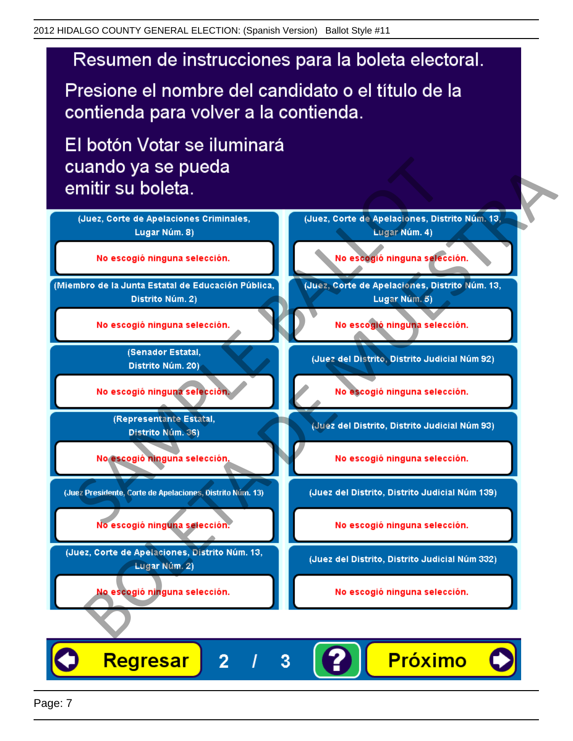# Resumen de instrucciones para la boleta electoral.

Presione el nombre del candidato o el título de la contienda para volver a la contienda.

El botón Votar se iluminará cuando ya se pueda emitir su boleta.

**(Juez, Corte de Apelaciones Criminales, Lugar Núm. 8)**

No escogió ninguna selección.

**(Miembro de la Junta Estatal de Educación Pública, Distrito Núm. 2)**

No escogió ninguna selección.

**(Senador Estatal, Distrito Núm. 20)**

No escogió ninguna selección.

**(Representante Estatal, Distrito Núm. 36)**

No escogió ninguna selección.

**(Juez Presidente, Corte de Apelaciones, Distrito Núm. 13)**

No escogió ninguna selección.

**(Juez, Corte de Apelaciones, Distrito Núm. 13, Lugar Núm. 2)**

No escogió ninguna selección.

**(Juez, Corte de Apelaciones, Distrito Núm. 13, Lugar Núm. 4)**

No escogió ninguna selección.

**(Juez, Corte de Apelaciones, Distrito Núm. 13, Lugar Núm. 5)**

No escogió ninguna selección.

**(Juez del Distrito, Distrito Judicial Núm 92)**

No escogió ninguna selección.

**(Juez del Distrito, Distrito Judicial Núm 93)**

No escogió ninguna selección.

**(Juez del Distrito, Distrito Judicial Núm 139)**

No escogió ninguna selección.

**(Juez del Distrito, Distrito Judicial Núm 332)**

No escogió ninguna selección.

Regresar | 2 / 3 | ? | Próximo

SAMPLE BALLOT — BOLETA DE MUESTRA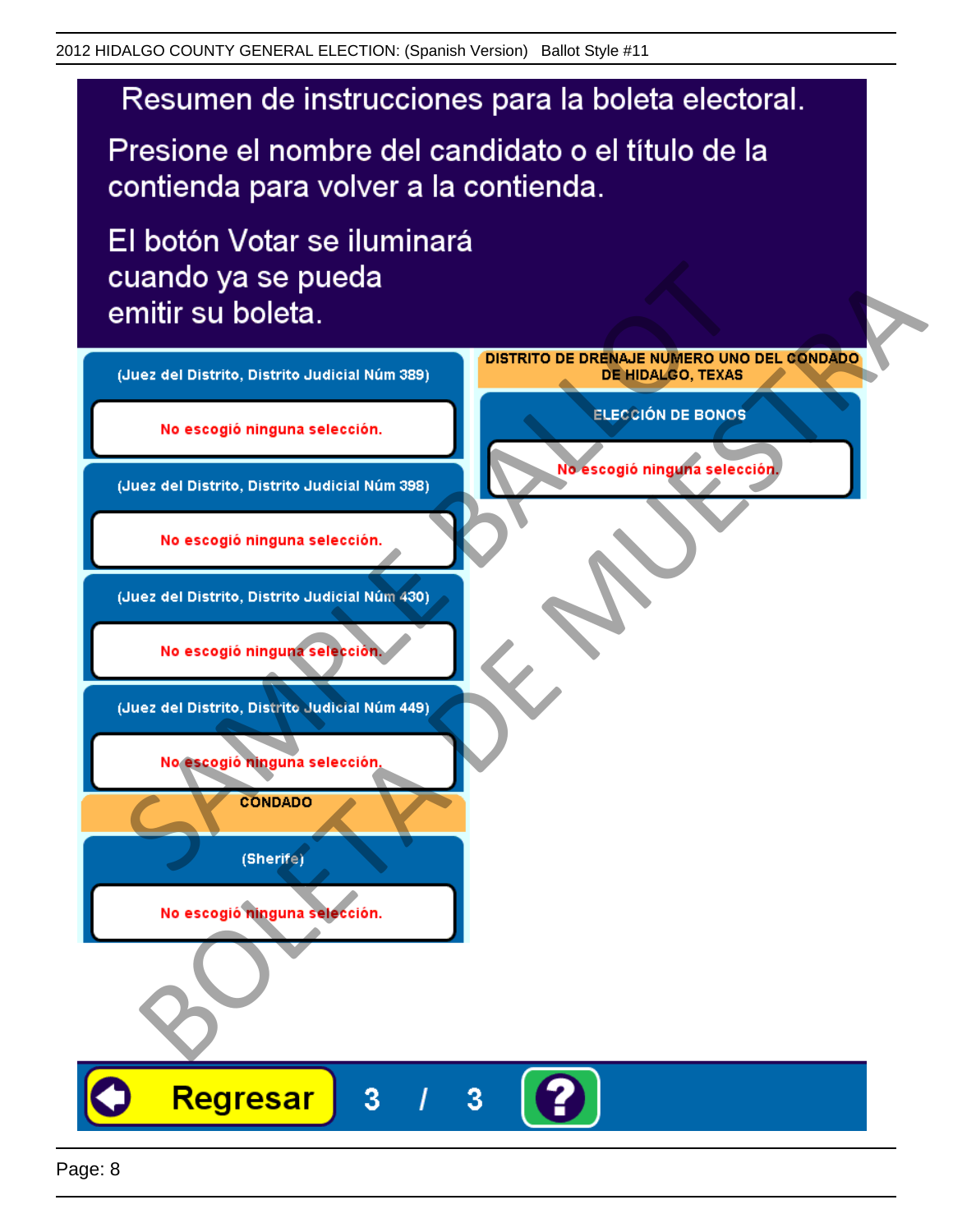# Resumen de instrucciones para la boleta electoral.

Presione el nombre del candidato o el título de la contienda para volver a la contienda.

El botón Votar se iluminará cuando ya se pueda emitir su boleta.

**(Juez del Distrito, Distrito Judicial Núm 389)**

No escogió ninguna selección.

**(Juez del Distrito, Distrito Judicial Núm 398)**

No escogió ninguna selección.

**(Juez del Distrito, Distrito Judicial Núm 430)**

No escogió ninguna selección.

**(Juez del Distrito, Distrito Judicial Núm 449)**

No escogió ninguna selección.

**CONDADO**

**(Sherife)**

No escogió ninguna selección.

**DISTRITO DE DRENAJE NUMERO UNO DEL CONDADO DE HIDALGO, TEXAS**

**ELECCIÓN DE BONOS**

No escogió ninguna selección.

Regresar 3 / 3 ?

SAMPLE BALLOT
BOLETA DE MUESTRA